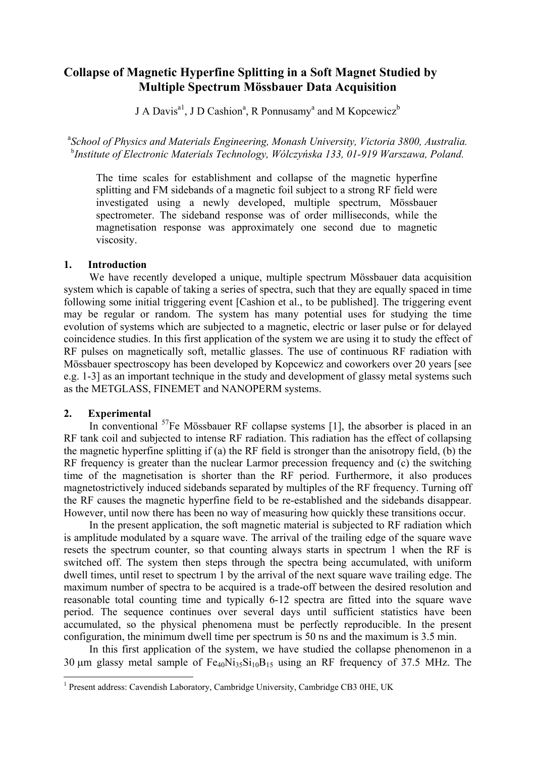# Collapse of Magnetic Hyperfine Splitting in a Soft Magnet Studied by Multiple Spectrum Mössbauer Data Acquisition

J A Davis[a1], J D Cashion[a], R Ponnusamy[a] and M Kopcewicz[b]

[a]*School of Physics and Materials Engineering, Monash University, Victoria 3800, Australia.*
[b]*Institute of Electronic Materials Technology, Wólczyńska 133, 01-919 Warszawa, Poland.*

The time scales for establishment and collapse of the magnetic hyperfine splitting and FM sidebands of a magnetic foil subject to a strong RF field were investigated using a newly developed, multiple spectrum, Mössbauer spectrometer. The sideband response was of order milliseconds, while the magnetisation response was approximately one second due to magnetic viscosity.

## 1. Introduction

We have recently developed a unique, multiple spectrum Mössbauer data acquisition system which is capable of taking a series of spectra, such that they are equally spaced in time following some initial triggering event [Cashion et al., to be published]. The triggering event may be regular or random. The system has many potential uses for studying the time evolution of systems which are subjected to a magnetic, electric or laser pulse or for delayed coincidence studies. In this first application of the system we are using it to study the effect of RF pulses on magnetically soft, metallic glasses. The use of continuous RF radiation with Mössbauer spectroscopy has been developed by Kopcewicz and coworkers over 20 years [see e.g. 1-3] as an important technique in the study and development of glassy metal systems such as the METGLASS, FINEMET and NANOPERM systems.

## 2. Experimental

In conventional $^{57}$Fe Mössbauer RF collapse systems [1], the absorber is placed in an RF tank coil and subjected to intense RF radiation. This radiation has the effect of collapsing the magnetic hyperfine splitting if (a) the RF field is stronger than the anisotropy field, (b) the RF frequency is greater than the nuclear Larmor precession frequency and (c) the switching time of the magnetisation is shorter than the RF period. Furthermore, it also produces magnetostrictively induced sidebands separated by multiples of the RF frequency. Turning off the RF causes the magnetic hyperfine field to be re-established and the sidebands disappear. However, until now there has been no way of measuring how quickly these transitions occur.

In the present application, the soft magnetic material is subjected to RF radiation which is amplitude modulated by a square wave. The arrival of the trailing edge of the square wave resets the spectrum counter, so that counting always starts in spectrum 1 when the RF is switched off. The system then steps through the spectra being accumulated, with uniform dwell times, until reset to spectrum 1 by the arrival of the next square wave trailing edge. The maximum number of spectra to be acquired is a trade-off between the desired resolution and reasonable total counting time and typically 6-12 spectra are fitted into the square wave period. The sequence continues over several days until sufficient statistics have been accumulated, so the physical phenomena must be perfectly reproducible. In the present configuration, the minimum dwell time per spectrum is 50 ns and the maximum is 3.5 min.

In this first application of the system, we have studied the collapse phenomenon in a 30 μm glassy metal sample of $Fe_{40}Ni_{35}Si_{10}B_{15}$ using an RF frequency of 37.5 MHz. The

[1] Present address: Cavendish Laboratory, Cambridge University, Cambridge CB3 0HE, UK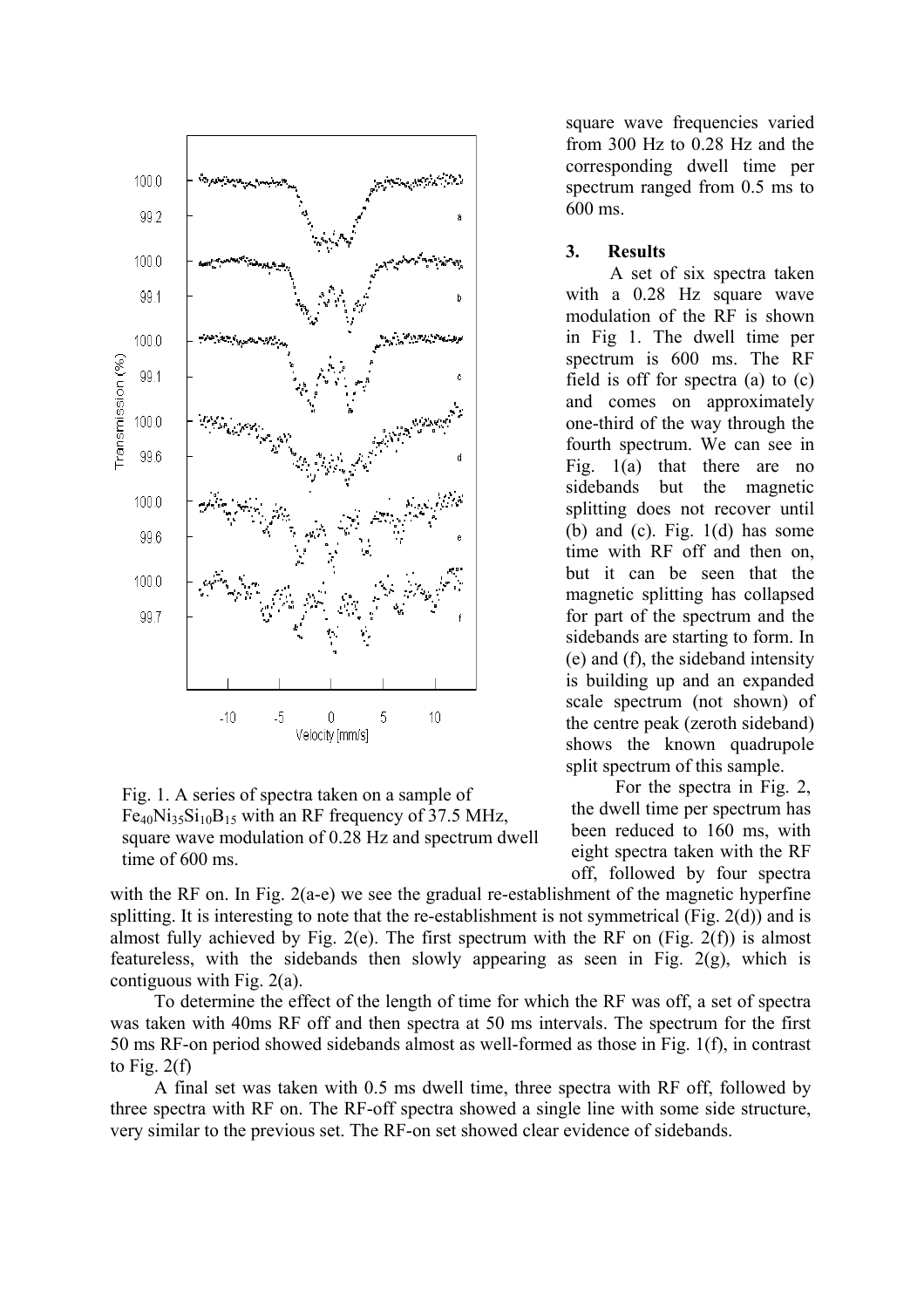square wave frequencies varied from 300 Hz to 0.28 Hz and the corresponding dwell time per spectrum ranged from 0.5 ms to 600 ms.

## 3. Results

A set of six spectra taken with a 0.28 Hz square wave modulation of the RF is shown in Fig 1. The dwell time per spectrum is 600 ms. The RF field is off for spectra (a) to (c) and comes on approximately one-third of the way through the fourth spectrum. We can see in Fig. 1(a) that there are no sidebands but the magnetic splitting does not recover until (b) and (c). Fig. 1(d) has some time with RF off and then on, but it can be seen that the magnetic splitting has collapsed for part of the spectrum and the sidebands are starting to form. In (e) and (f), the sideband intensity is building up and an expanded scale spectrum (not shown) of the centre peak (zeroth sideband) shows the known quadrupole split spectrum of this sample.

Fig. 1. A series of spectra taken on a sample of $Fe_{40}Ni_{35}Si_{10}B_{15}$ with an RF frequency of 37.5 MHz, square wave modulation of 0.28 Hz and spectrum dwell time of 600 ms.

For the spectra in Fig. 2, the dwell time per spectrum has been reduced to 160 ms, with eight spectra taken with the RF off, followed by four spectra with the RF on. In Fig. 2(a-e) we see the gradual re-establishment of the magnetic hyperfine splitting. It is interesting to note that the re-establishment is not symmetrical (Fig. 2(d)) and is almost fully achieved by Fig. 2(e). The first spectrum with the RF on (Fig. 2(f)) is almost featureless, with the sidebands then slowly appearing as seen in Fig. 2(g), which is contiguous with Fig. 2(a).

To determine the effect of the length of time for which the RF was off, a set of spectra was taken with 40ms RF off and then spectra at 50 ms intervals. The spectrum for the first 50 ms RF-on period showed sidebands almost as well-formed as those in Fig. 1(f), in contrast to Fig. 2(f)

A final set was taken with 0.5 ms dwell time, three spectra with RF off, followed by three spectra with RF on. The RF-off spectra showed a single line with some side structure, very similar to the previous set. The RF-on set showed clear evidence of sidebands.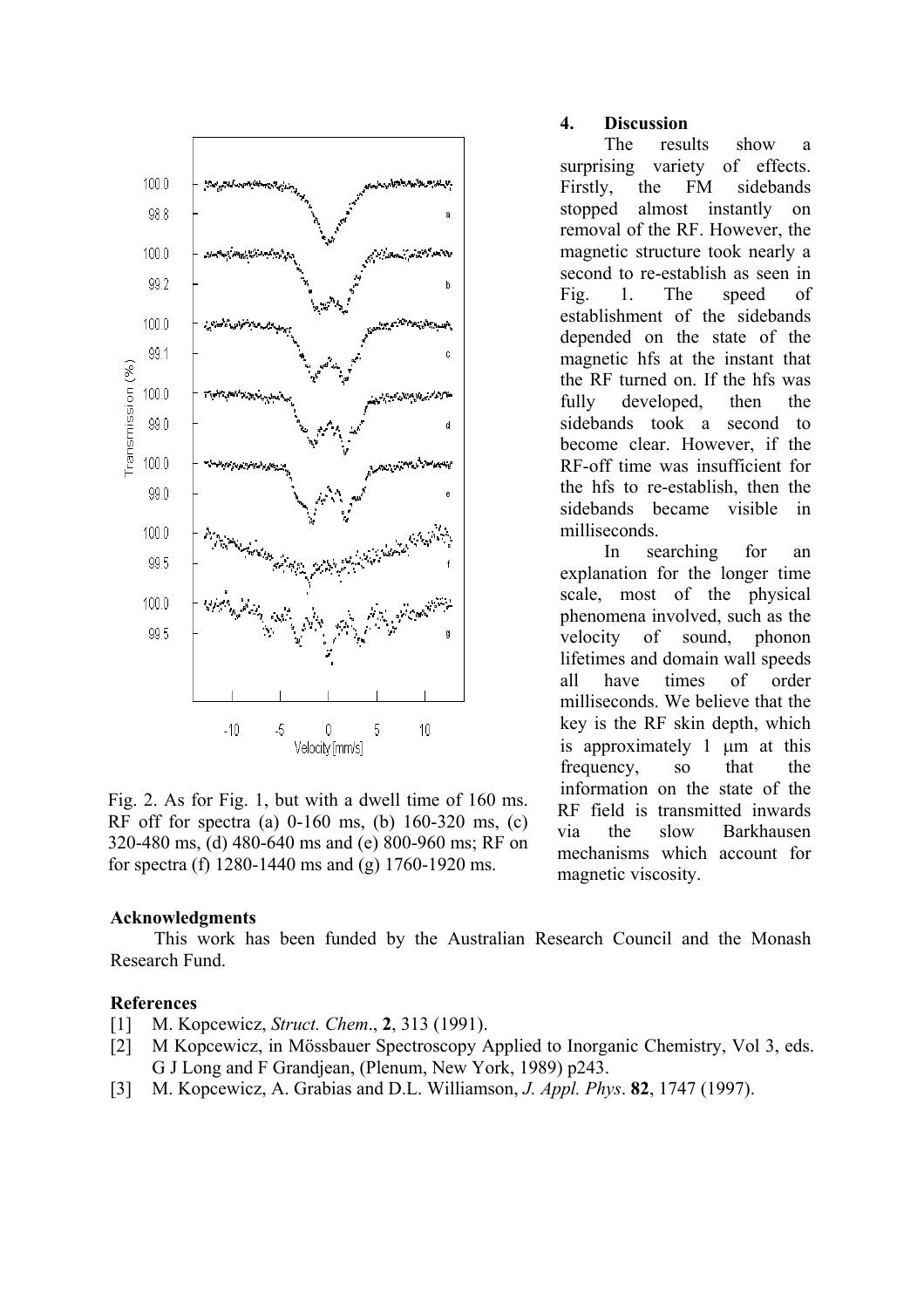100.0
98.8
a
100.0
99.2
b
100.0
99.1
c
100.0
99.0
d
100.0
99.0
e
100.0
99.5
f
100.0
99.5
g

Transmission (%)

-10 -5 0 5 10

Velocity [mm/s]

Fig. 2. As for Fig. 1, but with a dwell time of 160 ms. RF off for spectra (a) 0-160 ms, (b) 160-320 ms, (c) 320-480 ms, (d) 480-640 ms and (e) 800-960 ms; RF on for spectra (f) 1280-1440 ms and (g) 1760-1920 ms.

## 4. Discussion

The results show a surprising variety of effects. Firstly, the FM sidebands stopped almost instantly on removal of the RF. However, the magnetic structure took nearly a second to re-establish as seen in Fig. 1. The speed of establishment of the sidebands depended on the state of the magnetic hfs at the instant that the RF turned on. If the hfs was fully developed, then the sidebands took a second to become clear. However, if the RF-off time was insufficient for the hfs to re-establish, then the sidebands became visible in milliseconds.

In searching for an explanation for the longer time scale, most of the physical phenomena involved, such as the velocity of sound, phonon lifetimes and domain wall speeds all have times of order milliseconds. We believe that the key is the RF skin depth, which is approximately 1 μm at this frequency, so that the information on the state of the RF field is transmitted inwards via the slow Barkhausen mechanisms which account for magnetic viscosity.

## Acknowledgments

This work has been funded by the Australian Research Council and the Monash Research Fund.

## References

[1] M. Kopcewicz, *Struct. Chem*., **2**, 313 (1991).

[2] M Kopcewicz, in Mössbauer Spectroscopy Applied to Inorganic Chemistry, Vol 3, eds. G J Long and F Grandjean, (Plenum, New York, 1989) p243.

[3] M. Kopcewicz, A. Grabias and D.L. Williamson, *J. Appl. Phys*. **82**, 1747 (1997).